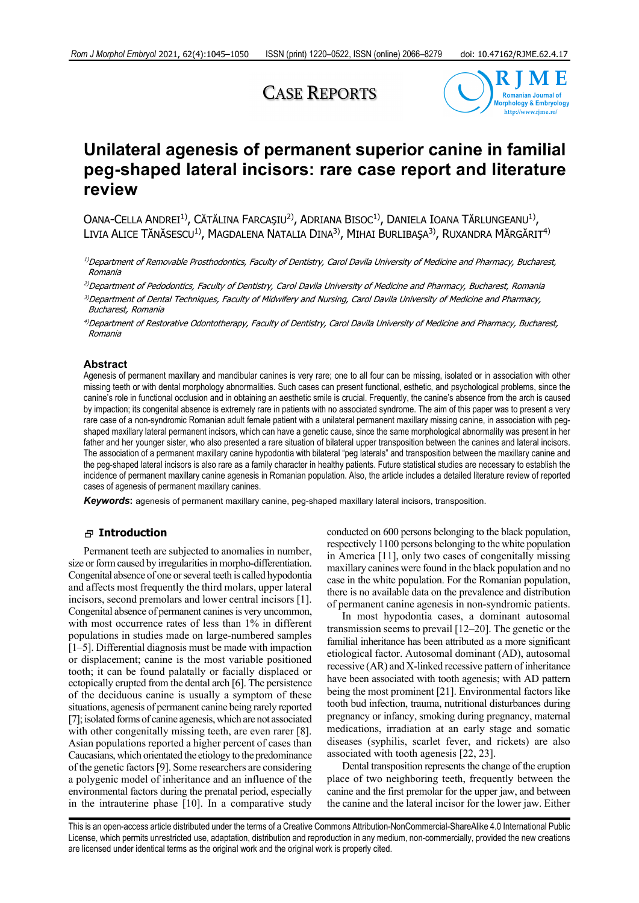# CASE REPORTS

# Unilateral agenesis of permanent superior canine in familial peg-shaped lateral incisors: rare case report and literature review

OANA-CELLA ANDREI[1], CĂTĂLINA FARCAŞIU[2], ADRIANA BISOC[1], DANIELA IOANA TĂRLUNGEANU[1], LIVIA ALICE TĂNĂSESCU[1], MAGDALENA NATALIA DINA[3], MIHAI BURLIBAŞA[3], RUXANDRA MĂRGĂRIT[4]

[1]Department of Removable Prosthodontics, Faculty of Dentistry, Carol Davila University of Medicine and Pharmacy, Bucharest, Romania

[2]Department of Pedodontics, Faculty of Dentistry, Carol Davila University of Medicine and Pharmacy, Bucharest, Romania

[3]Department of Dental Techniques, Faculty of Midwifery and Nursing, Carol Davila University of Medicine and Pharmacy, Bucharest, Romania

[4]Department of Restorative Odontotherapy, Faculty of Dentistry, Carol Davila University of Medicine and Pharmacy, Bucharest, Romania

## Abstract

Agenesis of permanent maxillary and mandibular canines is very rare; one to all four can be missing, isolated or in association with other missing teeth or with dental morphology abnormalities. Such cases can present functional, esthetic, and psychological problems, since the canine's role in functional occlusion and in obtaining an aesthetic smile is crucial. Frequently, the canine's absence from the arch is caused by impaction; its congenital absence is extremely rare in patients with no associated syndrome. The aim of this paper was to present a very rare case of a non-syndromic Romanian adult female patient with a unilateral permanent maxillary missing canine, in association with peg-shaped maxillary lateral permanent incisors, which can have a genetic cause, since the same morphological abnormality was present in her father and her younger sister, who also presented a rare situation of bilateral upper transposition between the canines and lateral incisors. The association of a permanent maxillary canine hypodontia with bilateral "peg laterals" and transposition between the maxillary canine and the peg-shaped lateral incisors is also rare as a family character in healthy patients. Future statistical studies are necessary to establish the incidence of permanent maxillary canine agenesis in Romanian population. Also, the article includes a detailed literature review of reported cases of agenesis of permanent maxillary canines.

***Keywords***: agenesis of permanent maxillary canine, peg-shaped maxillary lateral incisors, transposition.

## Introduction

Permanent teeth are subjected to anomalies in number, size or form caused by irregularities in morpho-differentiation. Congenital absence of one or several teeth is called hypodontia and affects most frequently the third molars, upper lateral incisors, second premolars and lower central incisors [1]. Congenital absence of permanent canines is very uncommon, with most occurrence rates of less than 1% in different populations in studies made on large-numbered samples [1–5]. Differential diagnosis must be made with impaction or displacement; canine is the most variable positioned tooth; it can be found palatally or facially displaced or ectopically erupted from the dental arch [6]. The persistence of the deciduous canine is usually a symptom of these situations, agenesis of permanent canine being rarely reported [7]; isolated forms of canine agenesis, which are not associated with other congenitally missing teeth, are even rarer [8]. Asian populations reported a higher percent of cases than Caucasians, which orientated the etiology to the predominance of the genetic factors [9]. Some researchers are considering a polygenic model of inheritance and an influence of the environmental factors during the prenatal period, especially in the intrauterine phase [10]. In a comparative study conducted on 600 persons belonging to the black population, respectively 1100 persons belonging to the white population in America [11], only two cases of congenitally missing maxillary canines were found in the black population and no case in the white population. For the Romanian population, there is no available data on the prevalence and distribution of permanent canine agenesis in non-syndromic patients.

In most hypodontia cases, a dominant autosomal transmission seems to prevail [12–20]. The genetic or the familial inheritance has been attributed as a more significant etiological factor. Autosomal dominant (AD), autosomal recessive (AR) and X-linked recessive pattern of inheritance have been associated with tooth agenesis; with AD pattern being the most prominent [21]. Environmental factors like tooth bud infection, trauma, nutritional disturbances during pregnancy or infancy, smoking during pregnancy, maternal medications, irradiation at an early stage and somatic diseases (syphilis, scarlet fever, and rickets) are also associated with tooth agenesis [22, 23].

Dental transposition represents the change of the eruption place of two neighboring teeth, frequently between the canine and the first premolar for the upper jaw, and between the canine and the lateral incisor for the lower jaw. Either

This is an open-access article distributed under the terms of a Creative Commons Attribution-NonCommercial-ShareAlike 4.0 International Public License, which permits unrestricted use, adaptation, distribution and reproduction in any medium, non-commercially, provided the new creations are licensed under identical terms as the original work and the original work is properly cited.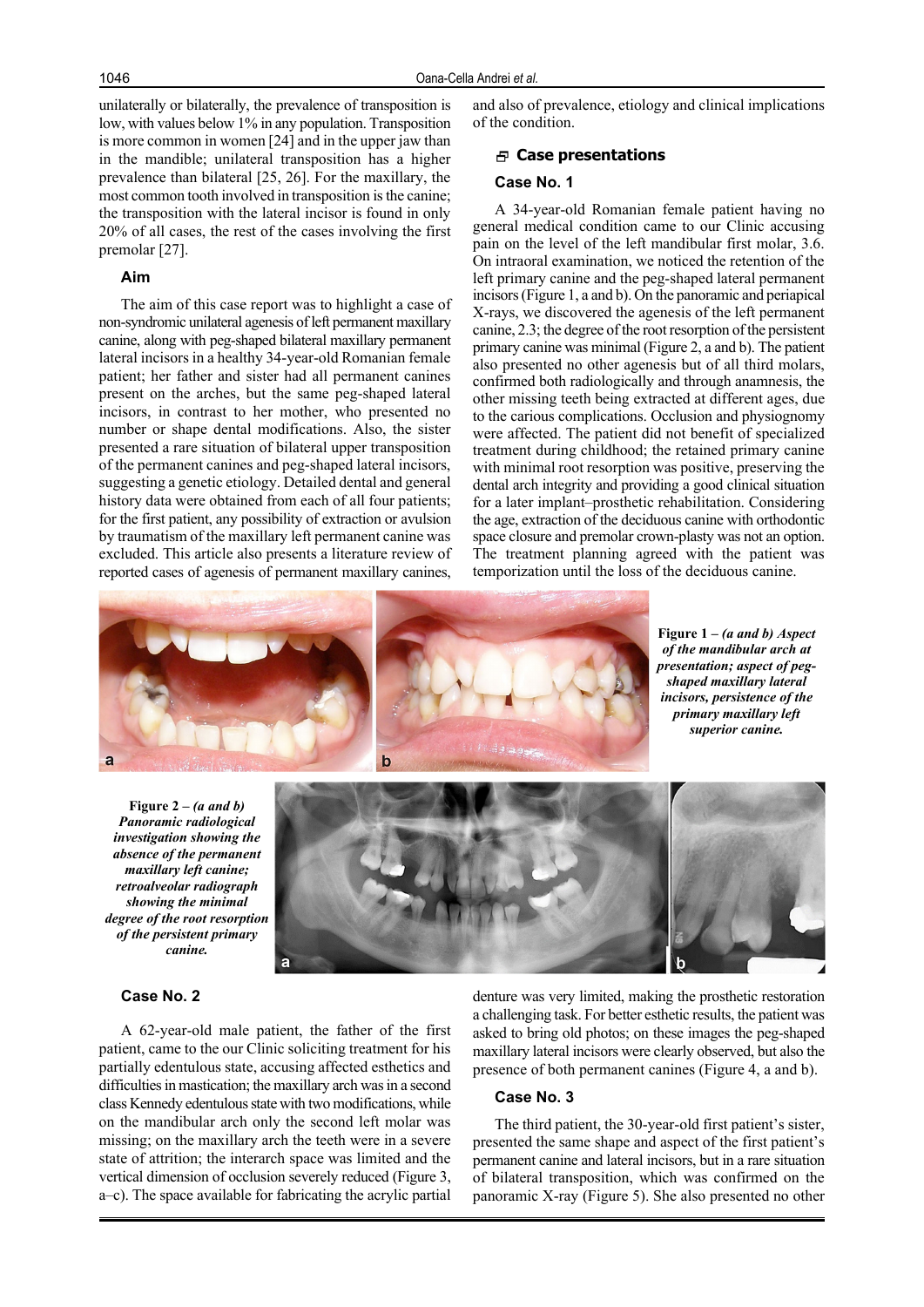unilaterally or bilaterally, the prevalence of transposition is low, with values below 1% in any population. Transposition is more common in women [24] and in the upper jaw than in the mandible; unilateral transposition has a higher prevalence than bilateral [25, 26]. For the maxillary, the most common tooth involved in transposition is the canine; the transposition with the lateral incisor is found in only 20% of all cases, the rest of the cases involving the first premolar [27].

### Aim

The aim of this case report was to highlight a case of non-syndromic unilateral agenesis of left permanent maxillary canine, along with peg-shaped bilateral maxillary permanent lateral incisors in a healthy 34-year-old Romanian female patient; her father and sister had all permanent canines present on the arches, but the same peg-shaped lateral incisors, in contrast to her mother, who presented no number or shape dental modifications. Also, the sister presented a rare situation of bilateral upper transposition of the permanent canines and peg-shaped lateral incisors, suggesting a genetic etiology. Detailed dental and general history data were obtained from each of all four patients; for the first patient, any possibility of extraction or avulsion by traumatism of the maxillary left permanent canine was excluded. This article also presents a literature review of reported cases of agenesis of permanent maxillary canines, and also of prevalence, etiology and clinical implications of the condition.

## Case presentations

### Case No. 1

A 34-year-old Romanian female patient having no general medical condition came to our Clinic accusing pain on the level of the left mandibular first molar, 3.6. On intraoral examination, we noticed the retention of the left primary canine and the peg-shaped lateral permanent incisors (Figure 1, a and b). On the panoramic and periapical X-rays, we discovered the agenesis of the left permanent canine, 2.3; the degree of the root resorption of the persistent primary canine was minimal (Figure 2, a and b). The patient also presented no other agenesis but of all third molars, confirmed both radiologically and through anamnesis, the other missing teeth being extracted at different ages, due to the carious complications. Occlusion and physiognomy were affected. The patient did not benefit of specialized treatment during childhood; the retained primary canine with minimal root resorption was positive, preserving the dental arch integrity and providing a good clinical situation for a later implant–prosthetic rehabilitation. Considering the age, extraction of the deciduous canine with orthodontic space closure and premolar crown-plasty was not an option. The treatment planning agreed with the patient was temporization until the loss of the deciduous canine.

**Figure 1** – *(a and b) Aspect of the mandibular arch at presentation; aspect of peg-shaped maxillary lateral incisors, persistence of the primary maxillary left superior canine.*

**Figure 2** – *(a and b) Panoramic radiological investigation showing the absence of the permanent maxillary left canine; retroalveolar radiograph showing the minimal degree of the root resorption of the persistent primary canine.*

### Case No. 2

A 62-year-old male patient, the father of the first patient, came to the our Clinic soliciting treatment for his partially edentulous state, accusing affected esthetics and difficulties in mastication; the maxillary arch was in a second class Kennedy edentulous state with two modifications, while on the mandibular arch only the second left molar was missing; on the maxillary arch the teeth were in a severe state of attrition; the interarch space was limited and the vertical dimension of occlusion severely reduced (Figure 3, a–c). The space available for fabricating the acrylic partial denture was very limited, making the prosthetic restoration a challenging task. For better esthetic results, the patient was asked to bring old photos; on these images the peg-shaped maxillary lateral incisors were clearly observed, but also the presence of both permanent canines (Figure 4, a and b).

### Case No. 3

The third patient, the 30-year-old first patient's sister, presented the same shape and aspect of the first patient's permanent canine and lateral incisors, but in a rare situation of bilateral transposition, which was confirmed on the panoramic X-ray (Figure 5). She also presented no other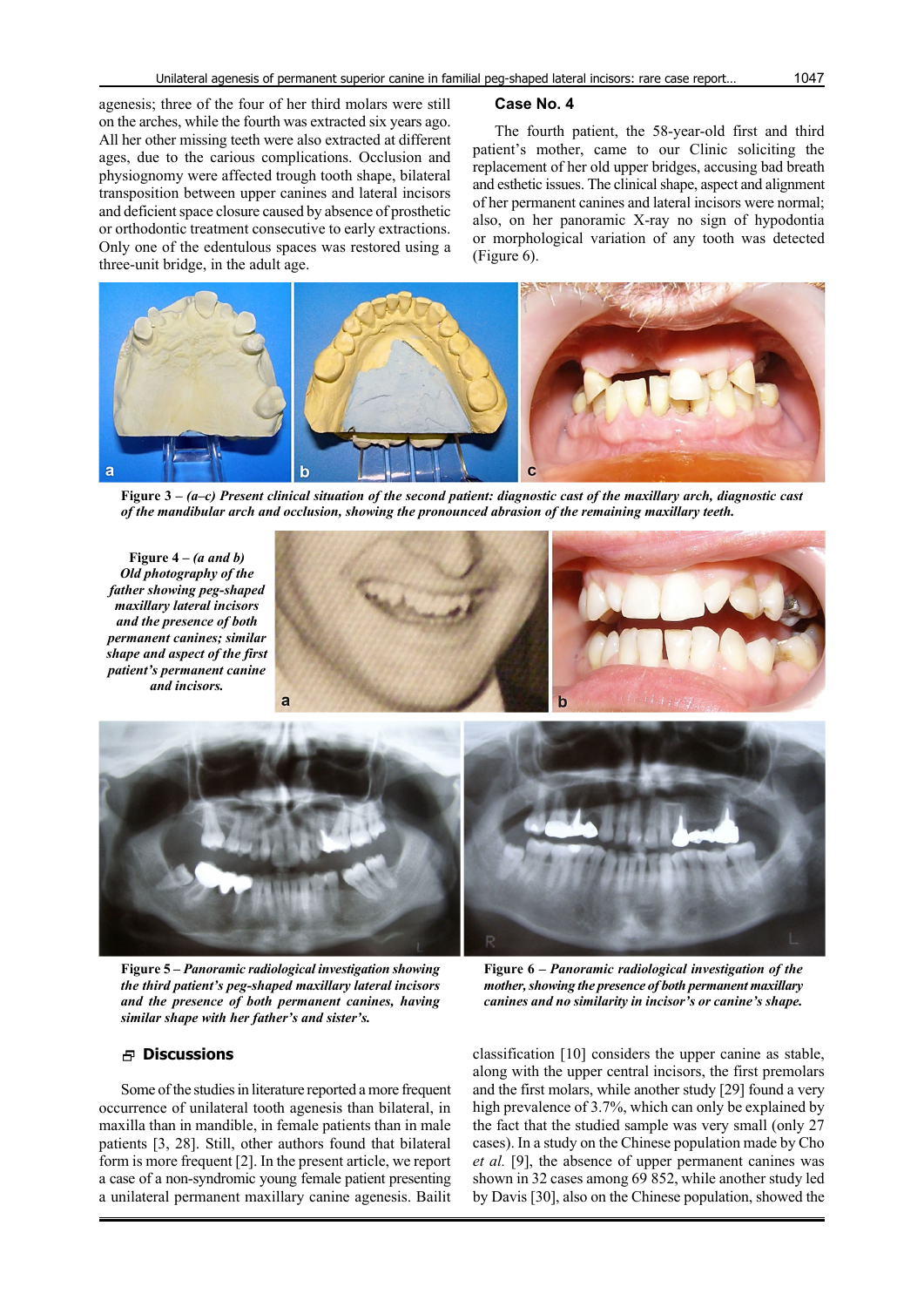agenesis; three of the four of her third molars were still on the arches, while the fourth was extracted six years ago. All her other missing teeth were also extracted at different ages, due to the carious complications. Occlusion and physiognomy were affected trough tooth shape, bilateral transposition between upper canines and lateral incisors and deficient space closure caused by absence of prosthetic or orthodontic treatment consecutive to early extractions. Only one of the edentulous spaces was restored using a three-unit bridge, in the adult age.

### Case No. 4

The fourth patient, the 58-year-old first and third patient's mother, came to our Clinic soliciting the replacement of her old upper bridges, accusing bad breath and esthetic issues. The clinical shape, aspect and alignment of her permanent canines and lateral incisors were normal; also, on her panoramic X-ray no sign of hypodontia or morphological variation of any tooth was detected (Figure 6).

**Figure 3 –** ***(a–c) Present clinical situation of the second patient: diagnostic cast of the maxillary arch, diagnostic cast of the mandibular arch and occlusion, showing the pronounced abrasion of the remaining maxillary teeth.***

**Figure 4 –** ***(a and b) Old photography of the father showing peg-shaped maxillary lateral incisors and the presence of both permanent canines; similar shape and aspect of the first patient's permanent canine and incisors.***

**Figure 5 –** ***Panoramic radiological investigation showing the third patient's peg-shaped maxillary lateral incisors and the presence of both permanent canines, having similar shape with her father's and sister's.***

**Figure 6 –** ***Panoramic radiological investigation of the mother, showing the presence of both permanent maxillary canines and no similarity in incisor's or canine's shape.***

## Discussions

Some of the studies in literature reported a more frequent occurrence of unilateral tooth agenesis than bilateral, in maxilla than in mandible, in female patients than in male patients [3, 28]. Still, other authors found that bilateral form is more frequent [2]. In the present article, we report a case of a non-syndromic young female patient presenting a unilateral permanent maxillary canine agenesis. Bailit classification [10] considers the upper canine as stable, along with the upper central incisors, the first premolars and the first molars, while another study [29] found a very high prevalence of 3.7%, which can only be explained by the fact that the studied sample was very small (only 27 cases). In a study on the Chinese population made by Cho *et al.* [9], the absence of upper permanent canines was shown in 32 cases among 69 852, while another study led by Davis [30], also on the Chinese population, showed the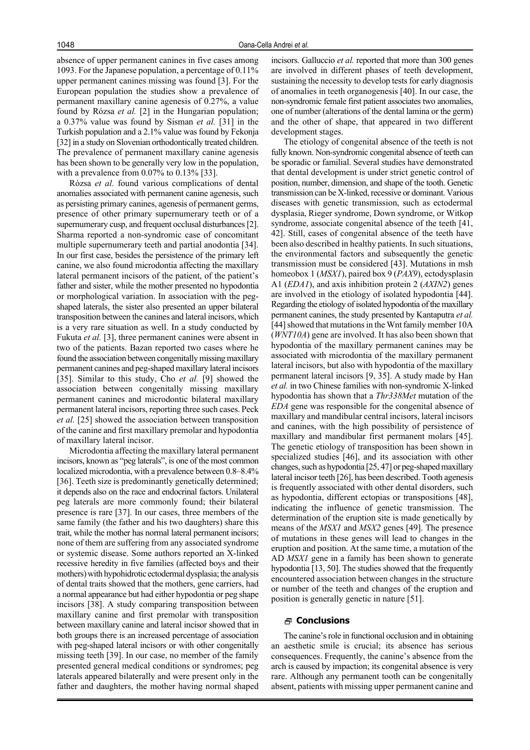absence of upper permanent canines in five cases among 1093. For the Japanese population, a percentage of 0.11% upper permanent canines missing was found [3]. For the European population the studies show a prevalence of permanent maxillary canine agenesis of 0.27%, a value found by Rózsa *et al.* [2] in the Hungarian population; a 0.37% value was found by Sisman *et al.* [31] in the Turkish population and a 2.1% value was found by Fekonja [32] in a study on Slovenian orthodontically treated children. The prevalence of permanent maxillary canine agenesis has been shown to be generally very low in the population, with a prevalence from 0.07% to 0.13% [33].

Rózsa *et al.* found various complications of dental anomalies associated with permanent canine agenesis, such as persisting primary canines, agenesis of permanent germs, presence of other primary supernumerary teeth or of a supernumerary cusp, and frequent occlusal disturbances [2]. Sharma reported a non-syndromic case of concomitant multiple supernumerary teeth and partial anodontia [34]. In our first case, besides the persistence of the primary left canine, we also found microdontia affecting the maxillary lateral permanent incisors of the patient, of the patient's father and sister, while the mother presented no hypodontia or morphological variation. In association with the peg-shaped laterals, the sister also presented an upper bilateral transposition between the canines and lateral incisors, which is a very rare situation as well. In a study conducted by Fukuta *et al.* [3], three permanent canines were absent in two of the patients. Bazan reported two cases where he found the association between congenitally missing maxillary permanent canines and peg-shaped maxillary lateral incisors [35]. Similar to this study, Cho *et al.* [9] showed the association between congenitally missing maxillary permanent canines and microdontic bilateral maxillary permanent lateral incisors, reporting three such cases. Peck *et al.* [25] showed the association between transposition of the canine and first maxillary premolar and hypodontia of maxillary lateral incisor.

Microdontia affecting the maxillary lateral permanent incisors, known as "peg laterals", is one of the most common localized microdontia, with a prevalence between 0.8–8.4% [36]. Teeth size is predominantly genetically determined; it depends also on the race and endocrinal factors. Unilateral peg laterals are more commonly found; their bilateral presence is rare [37]. In our cases, three members of the same family (the father and his two daughters) share this trait, while the mother has normal lateral permanent incisors; none of them are suffering from any associated syndrome or systemic disease. Some authors reported an X-linked recessive heredity in five families (affected boys and their mothers) with hypohidrotic ectodermal dysplasia; the analysis of dental traits showed that the mothers, gene carriers, had a normal appearance but had either hypodontia or peg shape incisors [38]. A study comparing transposition between maxillary canine and first premolar with transposition between maxillary canine and lateral incisor showed that in both groups there is an increased percentage of association with peg-shaped lateral incisors or with other congenitally missing teeth [39]. In our case, no member of the family presented general medical conditions or syndromes; peg laterals appeared bilaterally and were present only in the father and daughters, the mother having normal shaped incisors. Galluccio *et al.* reported that more than 300 genes are involved in different phases of teeth development, sustaining the necessity to develop tests for early diagnosis of anomalies in teeth organogenesis [40]. In our case, the non-syndromic female first patient associates two anomalies, one of number (alterations of the dental lamina or the germ) and the other of shape, that appeared in two different development stages.

The etiology of congenital absence of the teeth is not fully known. Non-syndromic congenital absence of teeth can be sporadic or familial. Several studies have demonstrated that dental development is under strict genetic control of position, number, dimension, and shape of the tooth. Genetic transmission can be X-linked, recessive or dominant. Various diseases with genetic transmission, such as ectodermal dysplasia, Rieger syndrome, Down syndrome, or Witkop syndrome, associate congenital absence of the teeth [41, 42]. Still, cases of congenital absence of the teeth have been also described in healthy patients. In such situations, the environmental factors and subsequently the genetic transmission must be considered [43]. Mutations in msh homeobox 1 (*MSX1*), paired box 9 (*PAX9*), ectodysplasin A1 (*EDA1*), and axis inhibition protein 2 (*AXIN2*) genes are involved in the etiology of isolated hypodontia [44]. Regarding the etiology of isolated hypodontia of the maxillary permanent canines, the study presented by Kantaputra *et al.* [44] showed that mutations in the Wnt family member 10A (*WNT10A*) gene are involved. It has also been shown that hypodontia of the maxillary permanent canines may be associated with microdontia of the maxillary permanent lateral incisors, but also with hypodontia of the maxillary permanent lateral incisors [9, 35]. A study made by Han *et al.* in two Chinese families with non-syndromic X-linked hypodontia has shown that a *Thr338Met* mutation of the *EDA* gene was responsible for the congenital absence of maxillary and mandibular central incisors, lateral incisors and canines, with the high possibility of persistence of maxillary and mandibular first permanent molars [45]. The genetic etiology of transposition has been shown in specialized studies [46], and its association with other changes, such as hypodontia [25, 47] or peg-shaped maxillary lateral incisor teeth [26], has been described. Tooth agenesis is frequently associated with other dental disorders, such as hypodontia, different ectopias or transpositions [48], indicating the influence of genetic transmission. The determination of the eruption site is made genetically by means of the *MSX1* and *MSX2* genes [49]. The presence of mutations in these genes will lead to changes in the eruption and position. At the same time, a mutation of the AD *MSX1* gene in a family has been shown to generate hypodontia [13, 50]. The studies showed that the frequently encountered association between changes in the structure or number of the teeth and changes of the eruption and position is generally genetic in nature [51].

## Conclusions

The canine's role in functional occlusion and in obtaining an aesthetic smile is crucial; its absence has serious consequences. Frequently, the canine's absence from the arch is caused by impaction; its congenital absence is very rare. Although any permanent tooth can be congenitally absent, patients with missing upper permanent canine and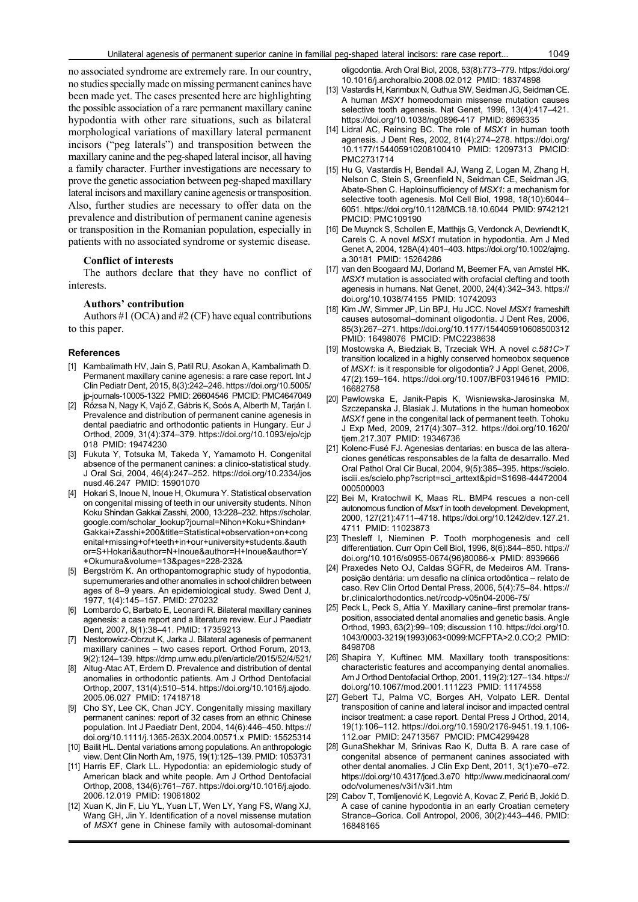no associated syndrome are extremely rare. In our country, no studies specially made on missing permanent canines have been made yet. The cases presented here are highlighting the possible association of a rare permanent maxillary canine hypodontia with other rare situations, such as bilateral morphological variations of maxillary lateral permanent incisors ("peg laterals") and transposition between the maxillary canine and the peg-shaped lateral incisor, all having a family character. Further investigations are necessary to prove the genetic association between peg-shaped maxillary lateral incisors and maxillary canine agenesis or transposition. Also, further studies are necessary to offer data on the prevalence and distribution of permanent canine agenesis or transposition in the Romanian population, especially in patients with no associated syndrome or systemic disease.

#### Conflict of interests

The authors declare that they have no conflict of interests.

#### Authors' contribution

Authors #1 (OCA) and #2 (CF) have equal contributions to this paper.

### References

[1] Kambalimath HV, Jain S, Patil RU, Asokan A, Kambalimath D. Permanent maxillary canine agenesis: a rare case report. Int J Clin Pediatr Dent, 2015, 8(3):242–246. https://doi.org/10.5005/jp-journals-10005-1322 PMID: 26604546 PMCID: PMC4647049

[2] Rózsa N, Nagy K, Vajó Z, Gábris K, Soós A, Alberth M, Tarján I. Prevalence and distribution of permanent canine agenesis in dental paediatric and orthodontic patients in Hungary. Eur J Orthod, 2009, 31(4):374–379. https://doi.org/10.1093/ejo/cjp018 PMID: 19474230

[3] Fukuta Y, Totsuka M, Takeda Y, Yamamoto H. Congenital absence of the permanent canines: a clinico-statistical study. J Oral Sci, 2004, 46(4):247–252. https://doi.org/10.2334/josnusd.46.247 PMID: 15901070

[4] Hokari S, Inoue N, Inoue H, Okumura Y. Statistical observation on congenital missing of teeth in our university students. Nihon Koku Shindan Gakkai Zasshi, 2000, 13:228–232. https://scholar.google.com/scholar_lookup?journal=Nihon+Koku+Shindan+Gakkai+Zasshi+200&title=Statistical+observation+on+congenital+missing+of+teeth+in+our+university+students.&author=S+Hokari&author=N+Inoue&author=H+Inoue&author=Y+Okumura&volume=13&pages=228-232&

[5] Bergström K. An orthopantomographic study of hypodontia, supernumeraries and other anomalies in school children between ages of 8–9 years. An epidemiological study. Swed Dent J, 1977, 1(4):145–157. PMID: 270232

[6] Lombardo C, Barbato E, Leonardi R. Bilateral maxillary canines agenesis: a case report and a literature review. Eur J Paediatr Dent, 2007, 8(1):38–41. PMID: 17359213

[7] Nestorowicz-Obrzut K, Jarka J. Bilateral agenesis of permanent maxillary canines – two cases report. Orthod Forum, 2013, 9(2):124–139. https://dmp.umw.edu.pl/en/article/2015/52/4/521/

[8] Altug-Atac AT, Erdem D. Prevalence and distribution of dental anomalies in orthodontic patients. Am J Orthod Dentofacial Orthop, 2007, 131(4):510–514. https://doi.org/10.1016/j.ajodo.2005.06.027 PMID: 17418718

[9] Cho SY, Lee CK, Chan JCY. Congenitally missing maxillary permanent canines: report of 32 cases from an ethnic Chinese population. Int J Paediatr Dent, 2004, 14(6):446–450. https://doi.org/10.1111/j.1365-263X.2004.00571.x PMID: 15525314

[10] Bailit HL. Dental variations among populations. An anthropologic view. Dent Clin North Am, 1975, 19(1):125–139. PMID: 1053731

[11] Harris EF, Clark LL. Hypodontia: an epidemiologic study of American black and white people. Am J Orthod Dentofacial Orthop, 2008, 134(6):761–767. https://doi.org/10.1016/j.ajodo.2006.12.019 PMID: 19061802

[12] Xuan K, Jin F, Liu YL, Yuan LT, Wen LY, Yang FS, Wang XJ, Wang GH, Jin Y. Identification of a novel missense mutation of *MSX1* gene in Chinese family with autosomal-dominant oligodontia. Arch Oral Biol, 2008, 53(8):773–779. https://doi.org/10.1016/j.archoralbio.2008.02.012 PMID: 18374898

[13] Vastardis H, Karimbux N, Guthua SW, Seidman JG, Seidman CE. A human *MSX1* homeodomain missense mutation causes selective tooth agenesis. Nat Genet, 1996, 13(4):417–421. https://doi.org/10.1038/ng0896-417 PMID: 8696335

[14] Lidral AC, Reinsing BC. The role of *MSX1* in human tooth agenesis. J Dent Res, 2002, 81(4):274–278. https://doi.org/10.1177/154405910208100410 PMID: 12097313 PMCID: PMC2731714

[15] Hu G, Vastardis H, Bendall AJ, Wang Z, Logan M, Zhang H, Nelson C, Stein S, Greenfield N, Seidman CE, Seidman JG, Abate-Shen C. Haploinsufficiency of *MSX1*: a mechanism for selective tooth agenesis. Mol Cell Biol, 1998, 18(10):6044–6051. https://doi.org/10.1128/MCB.18.10.6044 PMID: 9742121 PMCID: PMC109190

[16] De Muynck S, Schollen E, Matthijs G, Verdonck A, Devriendt K, Carels C. A novel *MSX1* mutation in hypodontia. Am J Med Genet A, 2004, 128A(4):401–403. https://doi.org/10.1002/ajmg.a.30181 PMID: 15264286

[17] van den Boogaard MJ, Dorland M, Beemer FA, van Amstel HK. *MSX1* mutation is associated with orofacial clefting and tooth agenesis in humans. Nat Genet, 2000, 24(4):342–343. https://doi.org/10.1038/74155 PMID: 10742093

[18] Kim JW, Simmer JP, Lin BPJ, Hu JCC. Novel *MSX1* frameshift causes autosomal–dominant oligodontia. J Dent Res, 2006, 85(3):267–271. https://doi.org/10.1177/154405910608500312 PMID: 16498076 PMCID: PMC2238638

[19] Mostowska A, Biedziak B, Trzeciak WH. A novel *c.581C>T* transition localized in a highly conserved homeobox sequence of *MSX1*: is it responsible for oligodontia? J Appl Genet, 2006, 47(2):159–164. https://doi.org/10.1007/BF03194616 PMID: 16682758

[20] Pawlowska E, Janik-Papis K, Wisniewska-Jarosinska M, Szczepanska J, Blasiak J. Mutations in the human homeobox *MSX1* gene in the congenital lack of permanent teeth. Tohoku J Exp Med, 2009, 217(4):307–312. https://doi.org/10.1620/tjem.217.307 PMID: 19346736

[21] Kolenc-Fusé FJ. Agenesias dentarias: en busca de las alteraciones genéticas responsables de la falta de desarrallo. Med Oral Pathol Oral Cir Bucal, 2004, 9(5):385–395. https://scielo.isciii.es/scielo.php?script=sci_arttext&pid=S1698-44472004000500003

[22] Bei M, Kratochwil K, Maas RL. BMP4 rescues a non-cell autonomous function of *Msx1* in tooth development. Development, 2000, 127(21):4711–4718. https://doi.org/10.1242/dev.127.21.4711 PMID: 11023873

[23] Thesleff I, Nieminen P. Tooth morphogenesis and cell differentiation. Curr Opin Cell Biol, 1996, 8(6):844–850. https://doi.org/10.1016/s0955-0674(96)80086-x PMID: 8939666

[24] Praxedes Neto OJ, Caldas SGFR, de Medeiros AM. Transposição dentária: um desafio na clínica ortodôntica – relato de caso. Rev Clin Ortod Dental Press, 2006, 5(4):75–84. https://br.clinicalorthodontics.net/rcodp-v05n04-2006-75/

[25] Peck L, Peck S, Attia Y. Maxillary canine–first premolar transposition, associated dental anomalies and genetic basis. Angle Orthod, 1993, 63(2):99–109; discussion 110. https://doi.org/10.1043/0003-3219(1993)063<0099:MCFPTA>2.0.CO;2 PMID: 8498708

[26] Shapira Y, Kuftinec MM. Maxillary tooth transpositions: characteristic features and accompanying dental anomalies. Am J Orthod Dentofacial Orthop, 2001, 119(2):127–134. https://doi.org/10.1067/mod.2001.111223 PMID: 11174558

[27] Gebert TJ, Palma VC, Borges AH, Volpato LER. Dental transposition of canine and lateral incisor and impacted central incisor treatment: a case report. Dental Press J Orthod, 2014, 19(1):106–112. https://doi.org/10.1590/2176-9451.19.1.106-112.oar PMID: 24713567 PMCID: PMC4299428

[28] GunaShekhar M, Srinivas Rao K, Dutta B. A rare case of congenital absence of permanent canines associated with other dental anomalies. J Clin Exp Dent, 2011, 3(1):e70–e72. https://doi.org/10.4317/jced.3.e70 http://www.medicinaoral.com/odo/volumenes/v3i1/v3i1.htm

[29] Cabov T, Tomljenović K, Legović A, Kovac Z, Perić B, Jokić D. A case of canine hypodontia in an early Croatian cemetery Strance–Gorica. Coll Antropol, 2006, 30(2):443–446. PMID: 16848165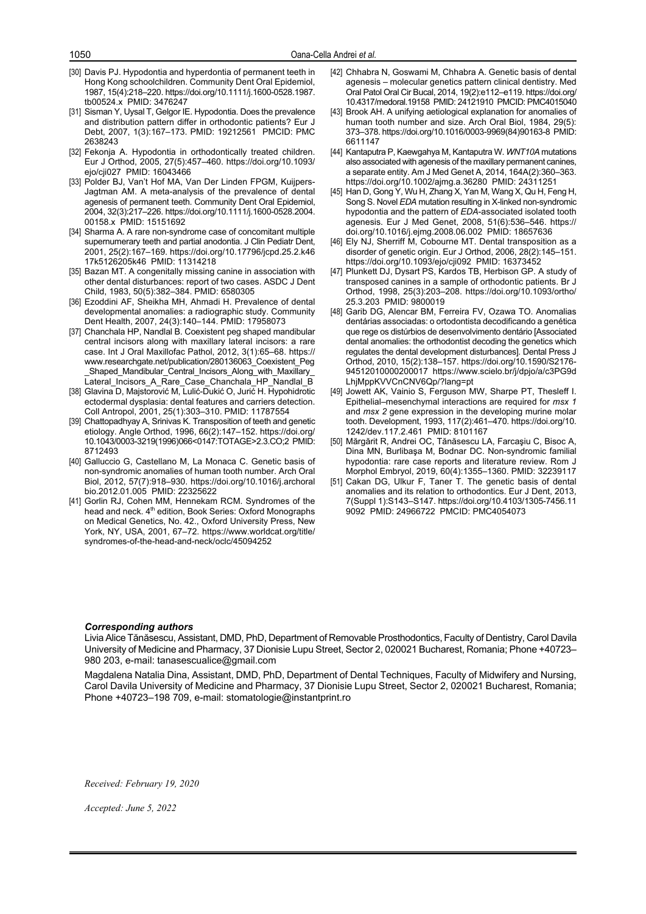[30] Davis PJ. Hypodontia and hyperdontia of permanent teeth in Hong Kong schoolchildren. Community Dent Oral Epidemiol, 1987, 15(4):218–220. https://doi.org/10.1111/j.1600-0528.1987.tb00524.x PMID: 3476247

[31] Sisman Y, Uysal T, Gelgor IE. Hypodontia. Does the prevalence and distribution pattern differ in orthodontic patients? Eur J Debt, 2007, 1(3):167–173. PMID: 19212561 PMCID: PMC 2638243

[32] Fekonja A. Hypodontia in orthodontically treated children. Eur J Orthod, 2005, 27(5):457–460. https://doi.org/10.1093/ejo/cji027 PMID: 16043466

[33] Polder BJ, Van't Hof MA, Van Der Linden FPGM, Kuijpers-Jagtman AM. A meta-analysis of the prevalence of dental agenesis of permanent teeth. Community Dent Oral Epidemiol, 2004, 32(3):217–226. https://doi.org/10.1111/j.1600-0528.2004.00158.x PMID: 15151692

[34] Sharma A. A rare non-syndrome case of concomitant multiple supernumerary teeth and partial anodontia. J Clin Pediatr Dent, 2001, 25(2):167–169. https://doi.org/10.17796/jcpd.25.2.k46 17k5126205k46 PMID: 11314218

[35] Bazan MT. A congenitally missing canine in association with other dental disturbances: report of two cases. ASDC J Dent Child, 1983, 50(5):382–384. PMID: 6580305

[36] Ezoddini AF, Sheikha MH, Ahmadi H. Prevalence of dental developmental anomalies: a radiographic study. Community Dent Health, 2007, 24(3):140–144. PMID: 17958073

[37] Chanchala HP, Nandlal B. Coexistent peg shaped mandibular central incisors along with maxillary lateral incisors: a rare case. Int J Oral Maxillofac Pathol, 2012, 3(1):65–68. https://www.researchgate.net/publication/280136063_Coexistent_Peg_Shaped_Mandibular_Central_Incisors_Along_with_Maxillary_Lateral_Incisors_A_Rare_Case_Chanchala_HP_Nandlal_B

[38] Glavina D, Majstorović M, Lulić-Dukić O, Jurić H. Hypohidrotic ectodermal dysplasia: dental features and carriers detection. Coll Antropol, 2001, 25(1):303–310. PMID: 11787554

[39] Chattopadhyay A, Srinivas K. Transposition of teeth and genetic etiology. Angle Orthod, 1996, 66(2):147–152. https://doi.org/10.1043/0003-3219(1996)066<0147:TOTAGE>2.3.CO;2 PMID: 8712493

[40] Galluccio G, Castellano M, La Monaca C. Genetic basis of non-syndromic anomalies of human tooth number. Arch Oral Biol, 2012, 57(7):918–930. https://doi.org/10.1016/j.archoralbio.2012.01.005 PMID: 22325622

[41] Gorlin RJ, Cohen MM, Hennekam RCM. Syndromes of the head and neck. 4th edition, Book Series: Oxford Monographs on Medical Genetics, No. 42., Oxford University Press, New York, NY, USA, 2001, 67–72. https://www.worldcat.org/title/syndromes-of-the-head-and-neck/oclc/45094252

[42] Chhabra N, Goswami M, Chhabra A. Genetic basis of dental agenesis – molecular genetics pattern clinical dentistry. Med Oral Patol Oral Cir Bucal, 2014, 19(2):e112–e119. https://doi.org/10.4317/medoral.19158 PMID: 24121910 PMCID: PMC4015040

[43] Brook AH. A unifying aetiological explanation for anomalies of human tooth number and size. Arch Oral Biol, 1984, 29(5):373–378. https://doi.org/10.1016/0003-9969(84)90163-8 PMID: 6611147

[44] Kantaputra P, Kaewgahya M, Kantaputra W. *WNT10A* mutations also associated with agenesis of the maxillary permanent canines, a separate entity. Am J Med Genet A, 2014, 164A(2):360–363. https://doi.org/10.1002/ajmg.a.36280 PMID: 24311251

[45] Han D, Gong Y, Wu H, Zhang X, Yan M, Wang X, Qu H, Feng H, Song S. Novel *EDA* mutation resulting in X-linked non-syndromic hypodontia and the pattern of *EDA*-associated isolated tooth agenesis. Eur J Med Genet, 2008, 51(6):536–546. https://doi.org/10.1016/j.ejmg.2008.06.002 PMID: 18657636

[46] Ely NJ, Sherriff M, Cobourne MT. Dental transposition as a disorder of genetic origin. Eur J Orthod, 2006, 28(2):145–151. https://doi.org/10.1093/ejo/cji092 PMID: 16373452

[47] Plunkett DJ, Dysart PS, Kardos TB, Herbison GP. A study of transposed canines in a sample of orthodontic patients. Br J Orthod, 1998, 25(3):203–208. https://doi.org/10.1093/ortho/25.3.203 PMID: 9800019

[48] Garib DG, Alencar BM, Ferreira FV, Ozawa TO. Anomalias dentárias associadas: o ortodontista decodificando a genética que rege os distúrbios de desenvolvimento dentário [Associated dental anomalies: the orthodontist decoding the genetics which regulates the dental development disturbances]. Dental Press J Orthod, 2010, 15(2):138–157. https://doi.org/10.1590/S2176-94512010000200017 https://www.scielo.br/j/dpjo/a/c3PG9dLhjMppKVVCnCNV6Qp/?lang=pt

[49] Jowett AK, Vainio S, Ferguson MW, Sharpe PT, Thesleff I. Epithelial–mesenchymal interactions are required for *msx 1* and *msx 2* gene expression in the developing murine molar tooth. Development, 1993, 117(2):461–470. https://doi.org/10.1242/dev.117.2.461 PMID: 8101167

[50] Mărgărit R, Andrei OC, Tănăsescu LA, Farcaşiu C, Bisoc A, Dina MN, Burlibaşa M, Bodnar DC. Non-syndromic familial hypodontia: rare case reports and literature review. Rom J Morphol Embryol, 2019, 60(4):1355–1360. PMID: 32239117

[51] Cakan DG, Ulkur F, Taner T. The genetic basis of dental anomalies and its relation to orthodontics. Eur J Dent, 2013, 7(Suppl 1):S143–S147. https://doi.org/10.4103/1305-7456.119092 PMID: 24966722 PMCID: PMC4054073

***Corresponding authors***

Livia Alice Tănăsescu, Assistant, DMD, PhD, Department of Removable Prosthodontics, Faculty of Dentistry, Carol Davila University of Medicine and Pharmacy, 37 Dionisie Lupu Street, Sector 2, 020021 Bucharest, Romania; Phone +40723–980 203, e-mail: tanasescualice@gmail.com

Magdalena Natalia Dina, Assistant, DMD, PhD, Department of Dental Techniques, Faculty of Midwifery and Nursing, Carol Davila University of Medicine and Pharmacy, 37 Dionisie Lupu Street, Sector 2, 020021 Bucharest, Romania; Phone +40723–198 709, e-mail: stomatologie@instantprint.ro

*Received: February 19, 2020*

*Accepted: June 5, 2022*